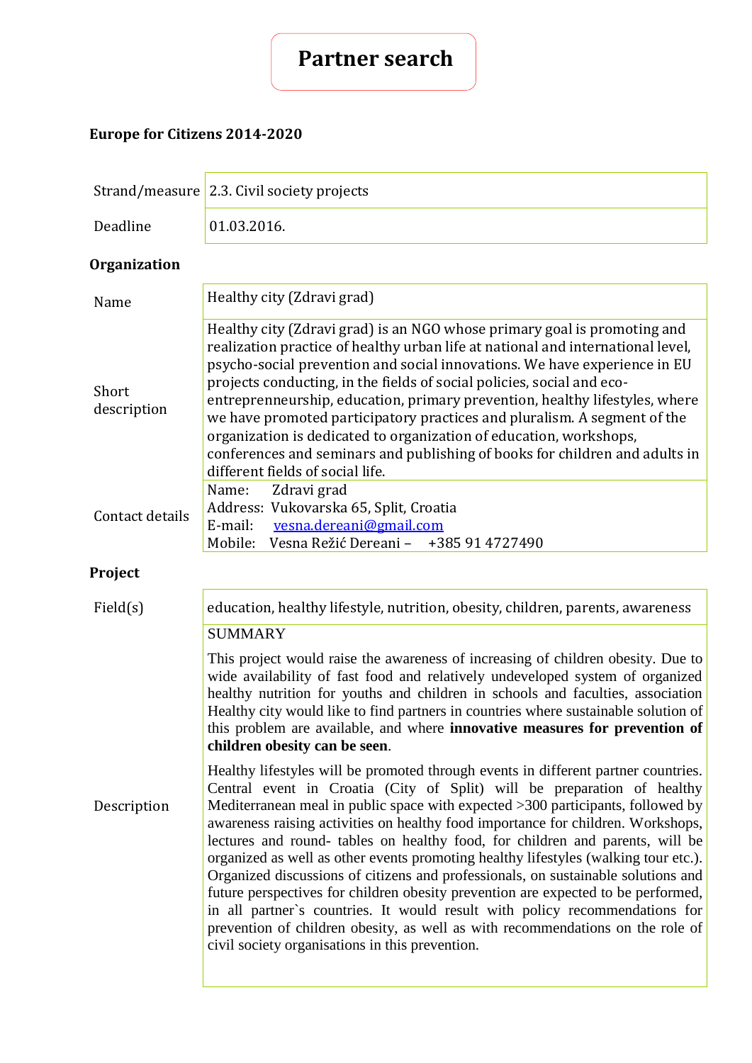# Partner search

## Europe for Citizens 2014-2020

| | |
|---|---|
| Strand/measure | 2.3. Civil society projects |
| Deadline | 01.03.2016. |

### Organization

| | |
|---|---|
| Name | Healthy city (Zdravi grad) |
| Short description | Healthy city (Zdravi grad) is an NGO whose primary goal is promoting and realization practice of healthy urban life at national and international level, psycho-social prevention and social innovations. We have experience in EU projects conducting, in the fields of social policies, social and eco-entreprenneurship, education, primary prevention, healthy lifestyles, where we have promoted participatory practices and pluralism. A segment of the organization is dedicated to organization of education, workshops, conferences and seminars and publishing of books for children and adults in different fields of social life. |
| Contact details | Name: Zdravi grad<br>Address: Vukovarska 65, Split, Croatia<br>E-mail: vesna.dereani@gmail.com<br>Mobile: Vesna Režić Dereani – +385 91 4727490 |

### Project

| | |
|---|---|
| Field(s) | education, healthy lifestyle, nutrition, obesity, children, parents, awareness |
| Description | SUMMARY<br><br>This project would raise the awareness of increasing of children obesity. Due to wide availability of fast food and relatively undeveloped system of organized healthy nutrition for youths and children in schools and faculties, association Healthy city would like to find partners in countries where sustainable solution of this problem are available, and where **innovative measures for prevention of children obesity can be seen**.<br><br>Healthy lifestyles will be promoted through events in different partner countries. Central event in Croatia (City of Split) will be preparation of healthy Mediterranean meal in public space with expected >300 participants, followed by awareness raising activities on healthy food importance for children. Workshops, lectures and round- tables on healthy food, for children and parents, will be organized as well as other events promoting healthy lifestyles (walking tour etc.). Organized discussions of citizens and professionals, on sustainable solutions and future perspectives for children obesity prevention are expected to be performed, in all partner`s countries. It would result with policy recommendations for prevention of children obesity, as well as with recommendations on the role of civil society organisations in this prevention. |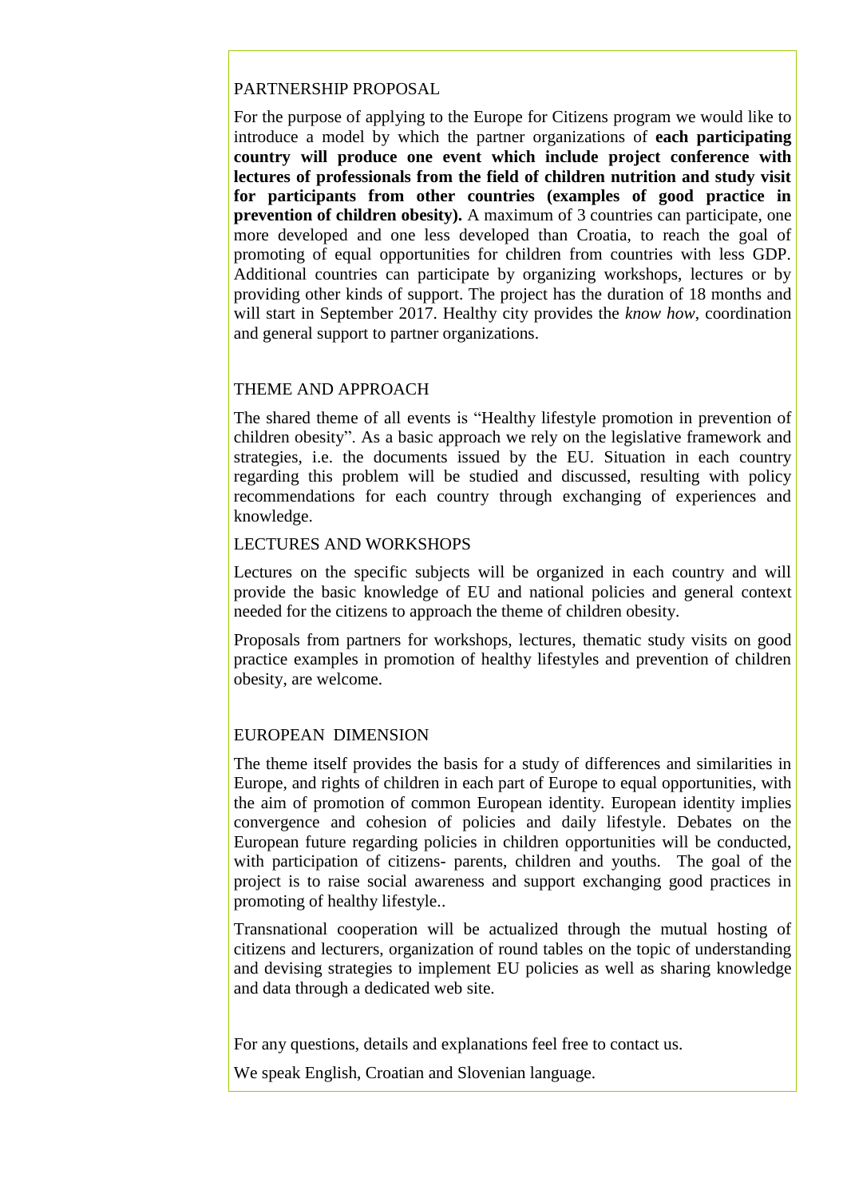## PARTNERSHIP PROPOSAL

For the purpose of applying to the Europe for Citizens program we would like to introduce a model by which the partner organizations of **each participating country will produce one event which include project conference with lectures of professionals from the field of children nutrition and study visit for participants from other countries (examples of good practice in prevention of children obesity).** A maximum of 3 countries can participate, one more developed and one less developed than Croatia, to reach the goal of promoting of equal opportunities for children from countries with less GDP. Additional countries can participate by organizing workshops, lectures or by providing other kinds of support. The project has the duration of 18 months and will start in September 2017. Healthy city provides the *know how*, coordination and general support to partner organizations.

## THEME AND APPROACH

The shared theme of all events is "Healthy lifestyle promotion in prevention of children obesity". As a basic approach we rely on the legislative framework and strategies, i.e. the documents issued by the EU. Situation in each country regarding this problem will be studied and discussed, resulting with policy recommendations for each country through exchanging of experiences and knowledge.

## LECTURES AND WORKSHOPS

Lectures on the specific subjects will be organized in each country and will provide the basic knowledge of EU and national policies and general context needed for the citizens to approach the theme of children obesity.

Proposals from partners for workshops, lectures, thematic study visits on good practice examples in promotion of healthy lifestyles and prevention of children obesity, are welcome.

## EUROPEAN DIMENSION

The theme itself provides the basis for a study of differences and similarities in Europe, and rights of children in each part of Europe to equal opportunities, with the aim of promotion of common European identity. European identity implies convergence and cohesion of policies and daily lifestyle. Debates on the European future regarding policies in children opportunities will be conducted, with participation of citizens- parents, children and youths. The goal of the project is to raise social awareness and support exchanging good practices in promoting of healthy lifestyle..

Transnational cooperation will be actualized through the mutual hosting of citizens and lecturers, organization of round tables on the topic of understanding and devising strategies to implement EU policies as well as sharing knowledge and data through a dedicated web site.

For any questions, details and explanations feel free to contact us.

We speak English, Croatian and Slovenian language.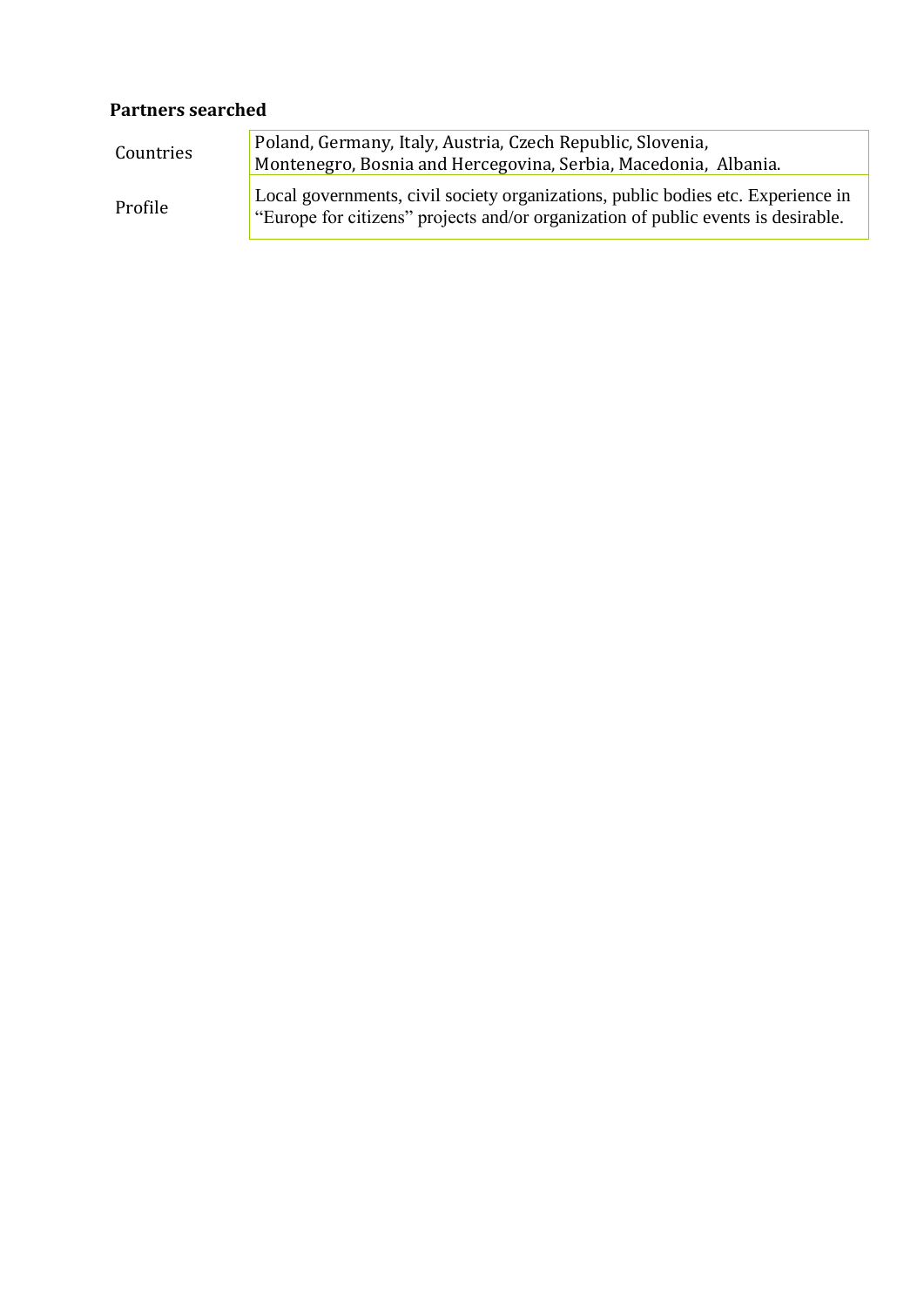**Partners searched**

| | |
|---|---|
| Countries | Poland, Germany, Italy, Austria, Czech Republic, Slovenia, Montenegro, Bosnia and Hercegovina, Serbia, Macedonia, Albania. |
| Profile | Local governments, civil society organizations, public bodies etc. Experience in "Europe for citizens" projects and/or organization of public events is desirable. |